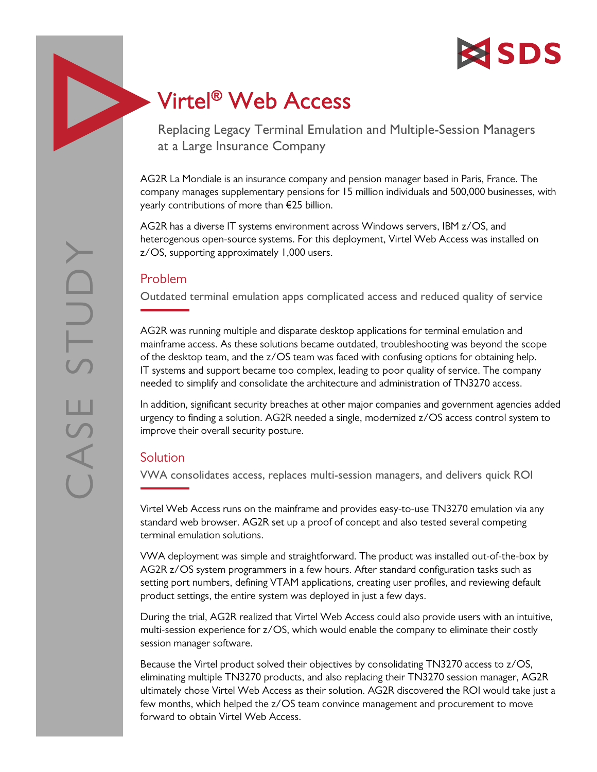CASE STUDY

SDS

# Virtel® Web Access

Replacing Legacy Terminal Emulation and Multiple-Session Managers at a Large Insurance Company

AG2R La Mondiale is an insurance company and pension manager based in Paris, France. The company manages supplementary pensions for 15 million individuals and 500,000 businesses, with yearly contributions of more than €25 billion.

AG2R has a diverse IT systems environment across Windows servers, IBM z/OS, and heterogenous open-source systems. For this deployment, Virtel Web Access was installed on z/OS, supporting approximately 1,000 users.

## Problem

Outdated terminal emulation apps complicated access and reduced quality of service

AG2R was running multiple and disparate desktop applications for terminal emulation and mainframe access. As these solutions became outdated, troubleshooting was beyond the scope of the desktop team, and the z/OS team was faced with confusing options for obtaining help. IT systems and support became too complex, leading to poor quality of service. The company needed to simplify and consolidate the architecture and administration of TN3270 access.

In addition, significant security breaches at other major companies and government agencies added urgency to finding a solution. AG2R needed a single, modernized z/OS access control system to improve their overall security posture.

## Solution

VWA consolidates access, replaces multi-session managers, and delivers quick ROI

Virtel Web Access runs on the mainframe and provides easy-to-use TN3270 emulation via any standard web browser. AG2R set up a proof of concept and also tested several competing terminal emulation solutions.

VWA deployment was simple and straightforward. The product was installed out-of-the-box by AG2R z/OS system programmers in a few hours. After standard configuration tasks such as setting port numbers, defining VTAM applications, creating user profiles, and reviewing default product settings, the entire system was deployed in just a few days.

During the trial, AG2R realized that Virtel Web Access could also provide users with an intuitive, multi-session experience for z/OS, which would enable the company to eliminate their costly session manager software.

Because the Virtel product solved their objectives by consolidating TN3270 access to z/OS, eliminating multiple TN3270 products, and also replacing their TN3270 session manager, AG2R ultimately chose Virtel Web Access as their solution. AG2R discovered the ROI would take just a few months, which helped the z/OS team convince management and procurement to move forward to obtain Virtel Web Access.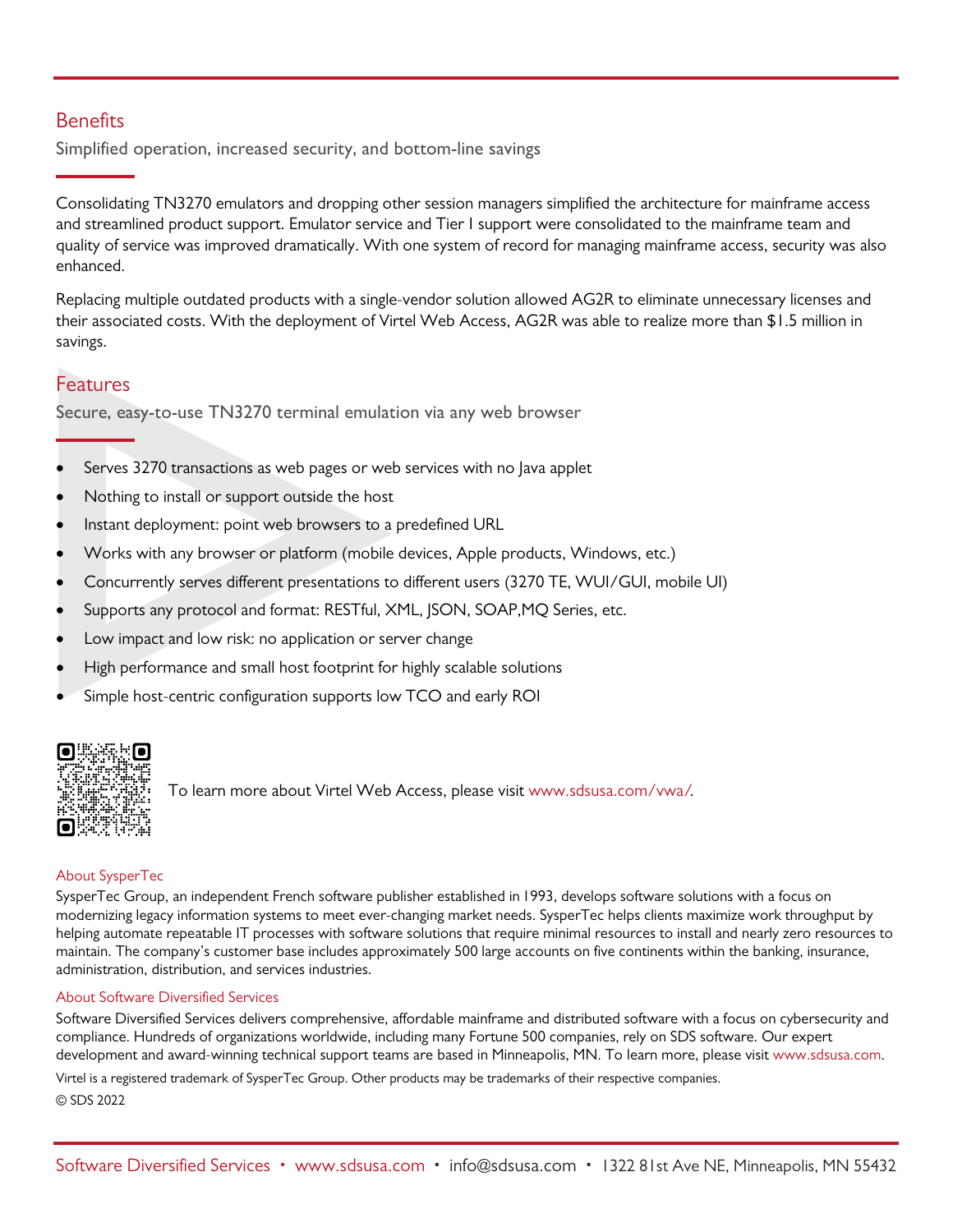## Benefits

Simplified operation, increased security, and bottom-line savings

Consolidating TN3270 emulators and dropping other session managers simplified the architecture for mainframe access and streamlined product support. Emulator service and Tier I support were consolidated to the mainframe team and quality of service was improved dramatically. With one system of record for managing mainframe access, security was also enhanced.

Replacing multiple outdated products with a single-vendor solution allowed AG2R to eliminate unnecessary licenses and their associated costs. With the deployment of Virtel Web Access, AG2R was able to realize more than $1.5 million in savings.

## Features

Secure, easy-to-use TN3270 terminal emulation via any web browser

- Serves 3270 transactions as web pages or web services with no Java applet
- Nothing to install or support outside the host
- Instant deployment: point web browsers to a predefined URL
- Works with any browser or platform (mobile devices, Apple products, Windows, etc.)
- Concurrently serves different presentations to different users (3270 TE, WUI/GUI, mobile UI)
- Supports any protocol and format: RESTful, XML, JSON, SOAP,MQ Series, etc.
- Low impact and low risk: no application or server change
- High performance and small host footprint for highly scalable solutions
- Simple host-centric configuration supports low TCO and early ROI

To learn more about Virtel Web Access, please visit www.sdsusa.com/vwa/.

### About SysperTec

SysperTec Group, an independent French software publisher established in 1993, develops software solutions with a focus on modernizing legacy information systems to meet ever-changing market needs. SysperTec helps clients maximize work throughput by helping automate repeatable IT processes with software solutions that require minimal resources to install and nearly zero resources to maintain. The company's customer base includes approximately 500 large accounts on five continents within the banking, insurance, administration, distribution, and services industries.

### About Software Diversified Services

Software Diversified Services delivers comprehensive, affordable mainframe and distributed software with a focus on cybersecurity and compliance. Hundreds of organizations worldwide, including many Fortune 500 companies, rely on SDS software. Our expert development and award-winning technical support teams are based in Minneapolis, MN. To learn more, please visit www.sdsusa.com.

Virtel is a registered trademark of SysperTec Group. Other products may be trademarks of their respective companies.

© SDS 2022

Software Diversified Services • www.sdsusa.com • info@sdsusa.com • 1322 81st Ave NE, Minneapolis, MN 55432